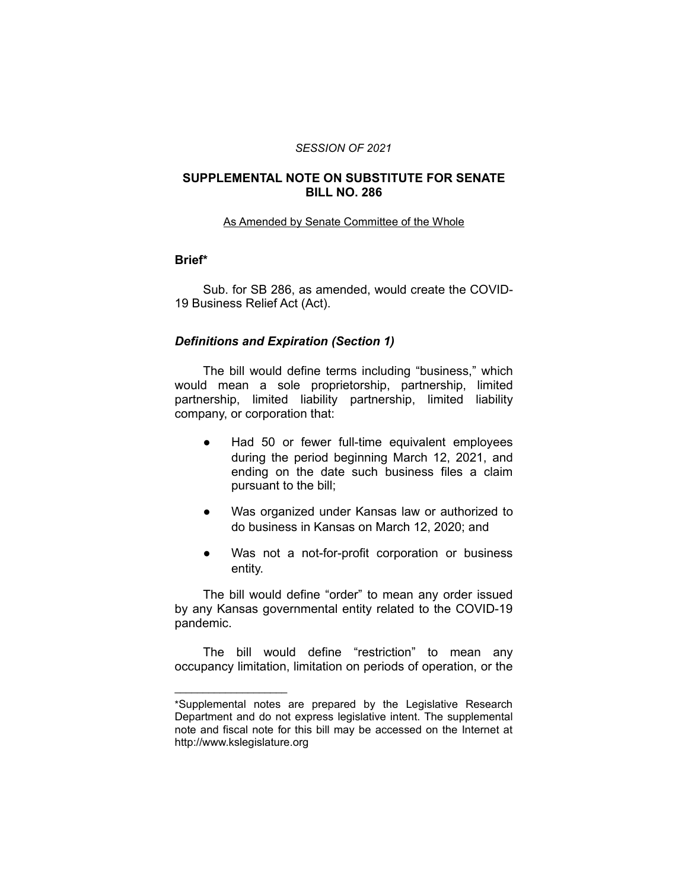*SESSION OF 2021*

## SUPPLEMENTAL NOTE ON SUBSTITUTE FOR SENATE BILL NO. 286

As Amended by Senate Committee of the Whole

### Brief*

Sub. for SB 286, as amended, would create the COVID-19 Business Relief Act (Act).

### *Definitions and Expiration (Section 1)*

The bill would define terms including "business," which would mean a sole proprietorship, partnership, limited partnership, limited liability partnership, limited liability company, or corporation that:

- Had 50 or fewer full-time equivalent employees during the period beginning March 12, 2021, and ending on the date such business files a claim pursuant to the bill;
- Was organized under Kansas law or authorized to do business in Kansas on March 12, 2020; and
- Was not a not-for-profit corporation or business entity.

The bill would define "order" to mean any order issued by any Kansas governmental entity related to the COVID-19 pandemic.

The bill would define "restriction" to mean any occupancy limitation, limitation on periods of operation, or the

---

*Supplemental notes are prepared by the Legislative Research Department and do not express legislative intent. The supplemental note and fiscal note for this bill may be accessed on the Internet at http://www.kslegislature.org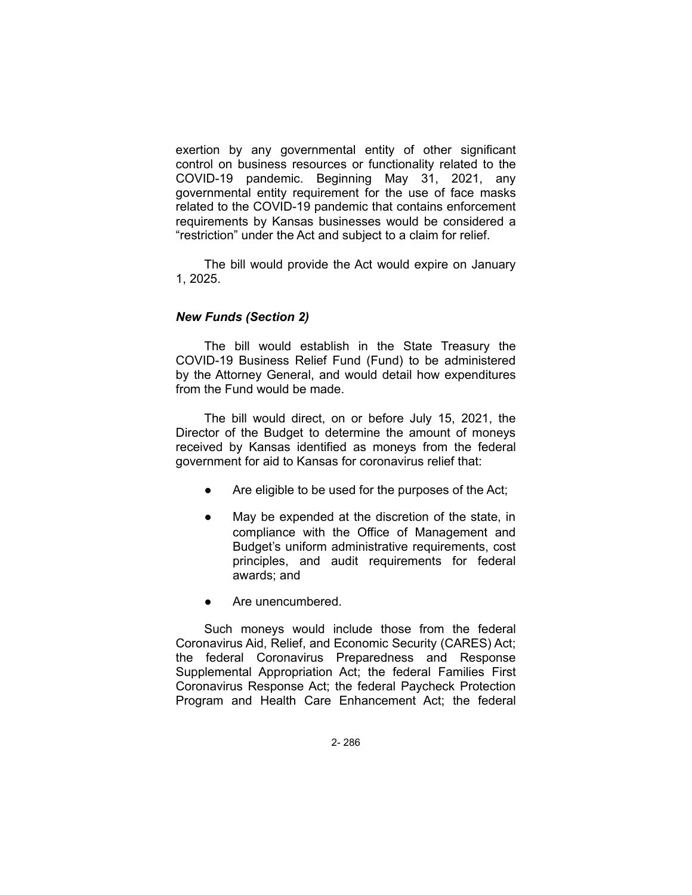exertion by any governmental entity of other significant control on business resources or functionality related to the COVID-19 pandemic. Beginning May 31, 2021, any governmental entity requirement for the use of face masks related to the COVID-19 pandemic that contains enforcement requirements by Kansas businesses would be considered a "restriction" under the Act and subject to a claim for relief.

The bill would provide the Act would expire on January 1, 2025.

### *New Funds (Section 2)*

The bill would establish in the State Treasury the COVID-19 Business Relief Fund (Fund) to be administered by the Attorney General, and would detail how expenditures from the Fund would be made.

The bill would direct, on or before July 15, 2021, the Director of the Budget to determine the amount of moneys received by Kansas identified as moneys from the federal government for aid to Kansas for coronavirus relief that:

- Are eligible to be used for the purposes of the Act;
- May be expended at the discretion of the state, in compliance with the Office of Management and Budget's uniform administrative requirements, cost principles, and audit requirements for federal awards; and
- Are unencumbered.

Such moneys would include those from the federal Coronavirus Aid, Relief, and Economic Security (CARES) Act; the federal Coronavirus Preparedness and Response Supplemental Appropriation Act; the federal Families First Coronavirus Response Act; the federal Paycheck Protection Program and Health Care Enhancement Act; the federal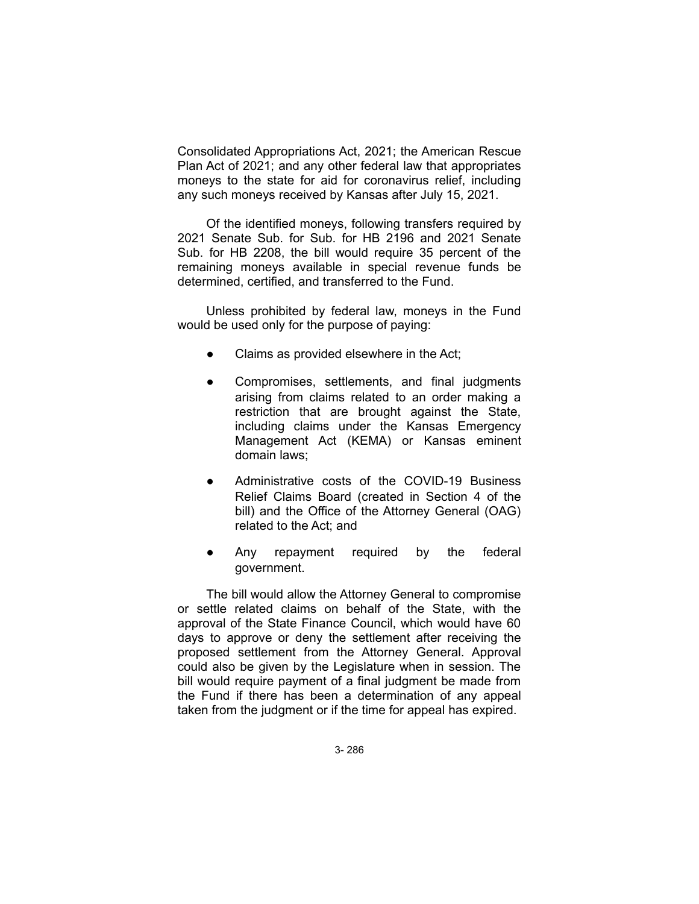Consolidated Appropriations Act, 2021; the American Rescue Plan Act of 2021; and any other federal law that appropriates moneys to the state for aid for coronavirus relief, including any such moneys received by Kansas after July 15, 2021.

Of the identified moneys, following transfers required by 2021 Senate Sub. for Sub. for HB 2196 and 2021 Senate Sub. for HB 2208, the bill would require 35 percent of the remaining moneys available in special revenue funds be determined, certified, and transferred to the Fund.

Unless prohibited by federal law, moneys in the Fund would be used only for the purpose of paying:

- Claims as provided elsewhere in the Act;
- Compromises, settlements, and final judgments arising from claims related to an order making a restriction that are brought against the State, including claims under the Kansas Emergency Management Act (KEMA) or Kansas eminent domain laws;
- Administrative costs of the COVID-19 Business Relief Claims Board (created in Section 4 of the bill) and the Office of the Attorney General (OAG) related to the Act; and
- Any repayment required by the federal government.

The bill would allow the Attorney General to compromise or settle related claims on behalf of the State, with the approval of the State Finance Council, which would have 60 days to approve or deny the settlement after receiving the proposed settlement from the Attorney General. Approval could also be given by the Legislature when in session. The bill would require payment of a final judgment be made from the Fund if there has been a determination of any appeal taken from the judgment or if the time for appeal has expired.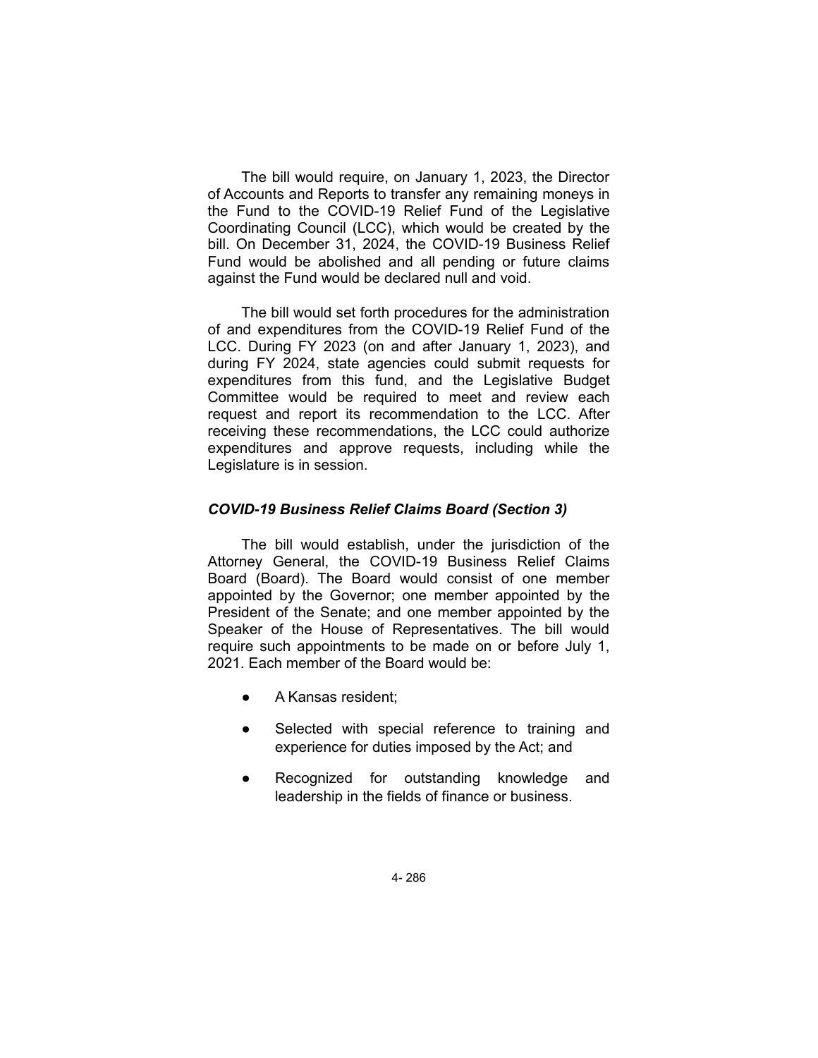The bill would require, on January 1, 2023, the Director of Accounts and Reports to transfer any remaining moneys in the Fund to the COVID-19 Relief Fund of the Legislative Coordinating Council (LCC), which would be created by the bill. On December 31, 2024, the COVID-19 Business Relief Fund would be abolished and all pending or future claims against the Fund would be declared null and void.

The bill would set forth procedures for the administration of and expenditures from the COVID-19 Relief Fund of the LCC. During FY 2023 (on and after January 1, 2023), and during FY 2024, state agencies could submit requests for expenditures from this fund, and the Legislative Budget Committee would be required to meet and review each request and report its recommendation to the LCC. After receiving these recommendations, the LCC could authorize expenditures and approve requests, including while the Legislature is in session.

### *COVID-19 Business Relief Claims Board (Section 3)*

The bill would establish, under the jurisdiction of the Attorney General, the COVID-19 Business Relief Claims Board (Board). The Board would consist of one member appointed by the Governor; one member appointed by the President of the Senate; and one member appointed by the Speaker of the House of Representatives. The bill would require such appointments to be made on or before July 1, 2021. Each member of the Board would be:

- A Kansas resident;
- Selected with special reference to training and experience for duties imposed by the Act; and
- Recognized for outstanding knowledge and leadership in the fields of finance or business.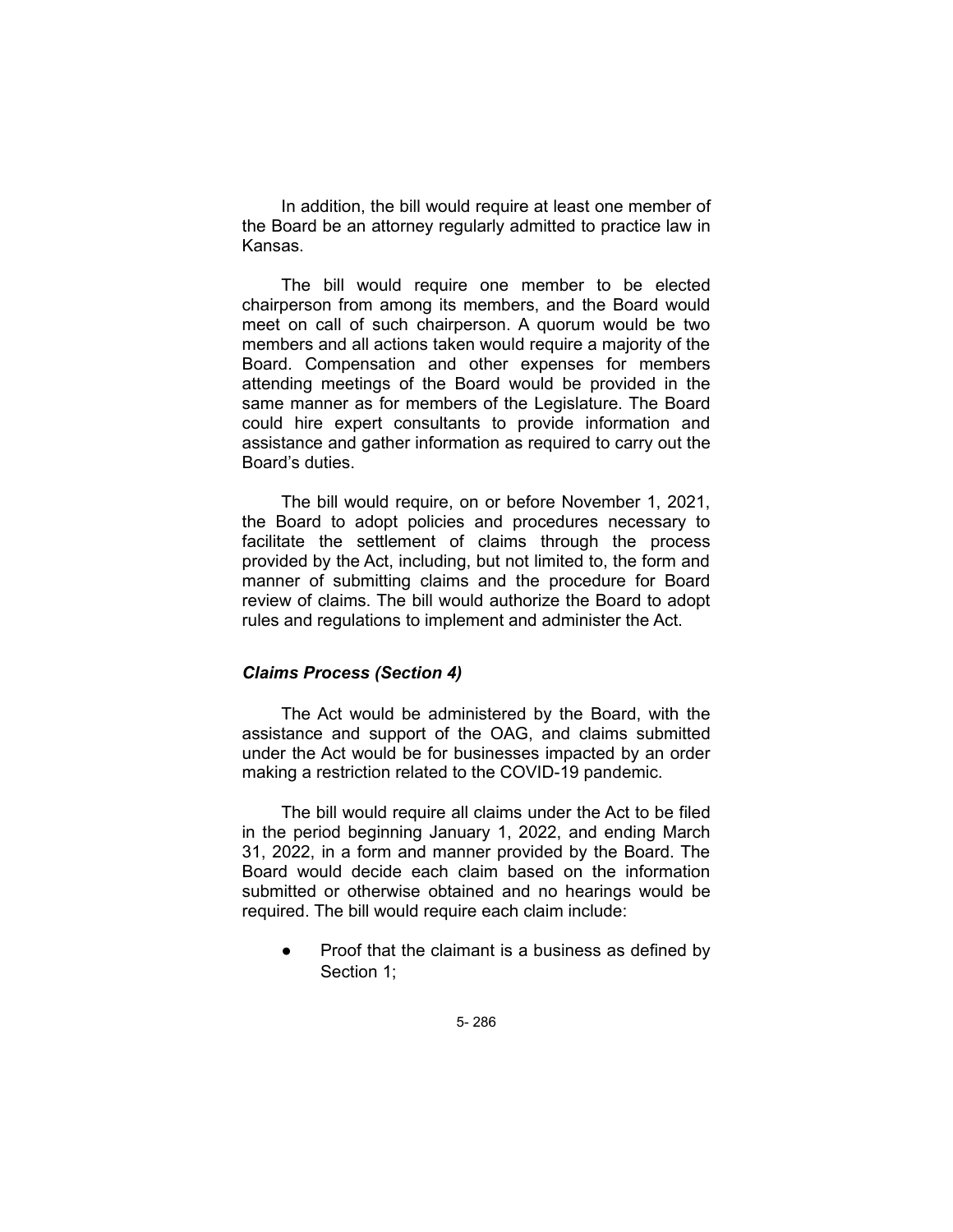In addition, the bill would require at least one member of the Board be an attorney regularly admitted to practice law in Kansas.

The bill would require one member to be elected chairperson from among its members, and the Board would meet on call of such chairperson. A quorum would be two members and all actions taken would require a majority of the Board. Compensation and other expenses for members attending meetings of the Board would be provided in the same manner as for members of the Legislature. The Board could hire expert consultants to provide information and assistance and gather information as required to carry out the Board's duties.

The bill would require, on or before November 1, 2021, the Board to adopt policies and procedures necessary to facilitate the settlement of claims through the process provided by the Act, including, but not limited to, the form and manner of submitting claims and the procedure for Board review of claims. The bill would authorize the Board to adopt rules and regulations to implement and administer the Act.

### *Claims Process (Section 4)*

The Act would be administered by the Board, with the assistance and support of the OAG, and claims submitted under the Act would be for businesses impacted by an order making a restriction related to the COVID-19 pandemic.

The bill would require all claims under the Act to be filed in the period beginning January 1, 2022, and ending March 31, 2022, in a form and manner provided by the Board. The Board would decide each claim based on the information submitted or otherwise obtained and no hearings would be required. The bill would require each claim include:

- Proof that the claimant is a business as defined by Section 1;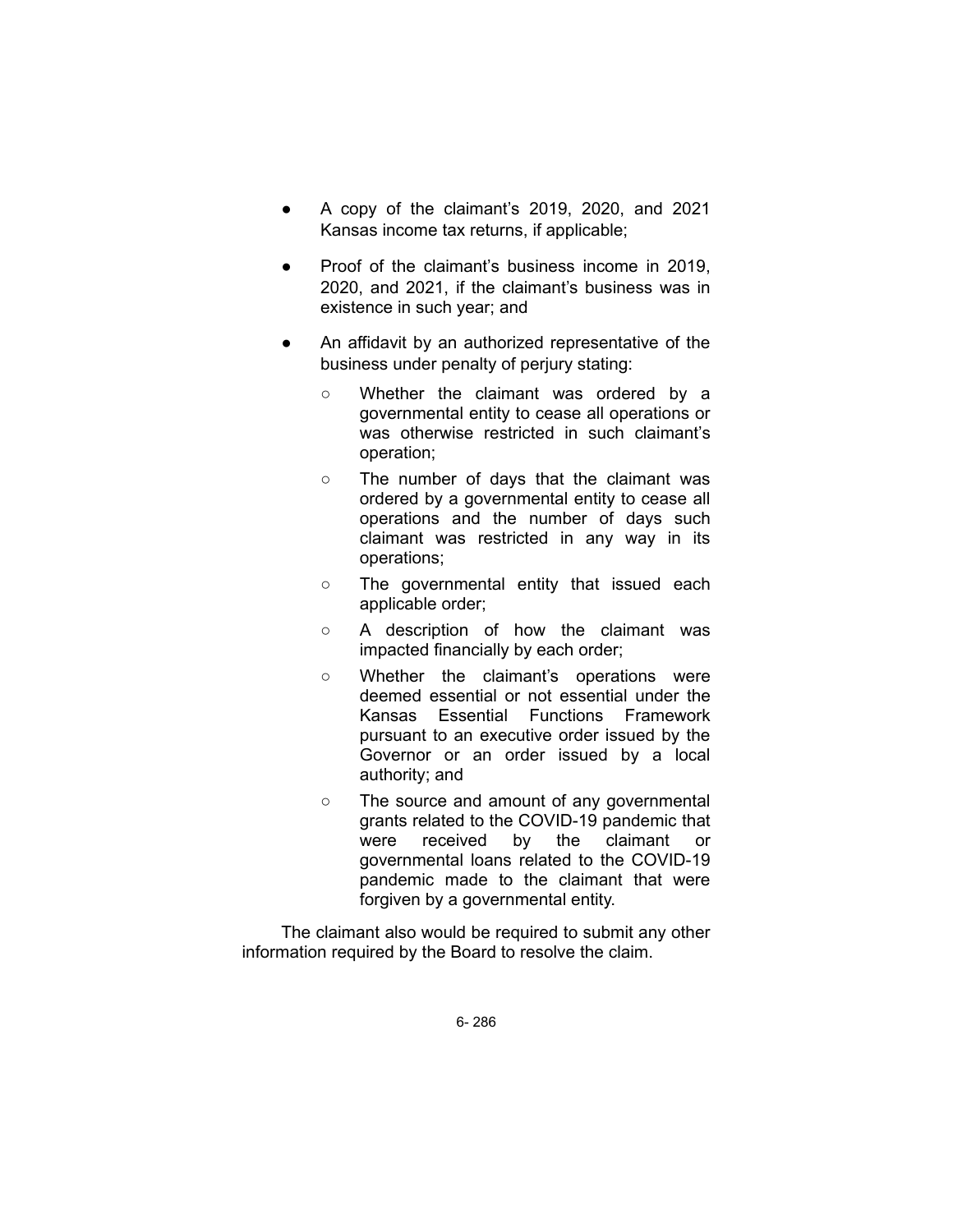- A copy of the claimant's 2019, 2020, and 2021 Kansas income tax returns, if applicable;
- Proof of the claimant's business income in 2019, 2020, and 2021, if the claimant's business was in existence in such year; and
- An affidavit by an authorized representative of the business under penalty of perjury stating:
  - Whether the claimant was ordered by a governmental entity to cease all operations or was otherwise restricted in such claimant's operation;
  - The number of days that the claimant was ordered by a governmental entity to cease all operations and the number of days such claimant was restricted in any way in its operations;
  - The governmental entity that issued each applicable order;
  - A description of how the claimant was impacted financially by each order;
  - Whether the claimant's operations were deemed essential or not essential under the Kansas Essential Functions Framework pursuant to an executive order issued by the Governor or an order issued by a local authority; and
  - The source and amount of any governmental grants related to the COVID-19 pandemic that were received by the claimant or governmental loans related to the COVID-19 pandemic made to the claimant that were forgiven by a governmental entity.

The claimant also would be required to submit any other information required by the Board to resolve the claim.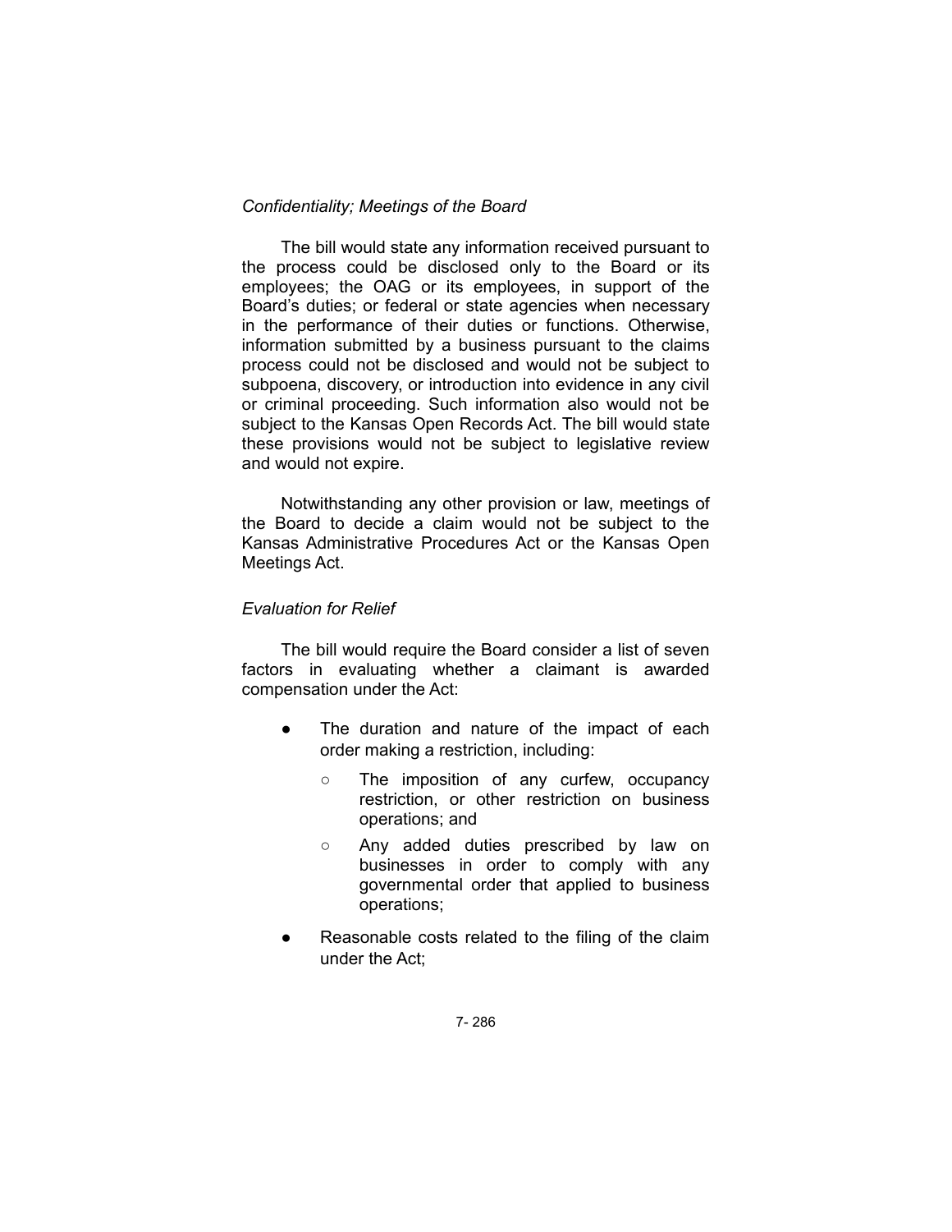*Confidentiality; Meetings of the Board*

The bill would state any information received pursuant to the process could be disclosed only to the Board or its employees; the OAG or its employees, in support of the Board's duties; or federal or state agencies when necessary in the performance of their duties or functions. Otherwise, information submitted by a business pursuant to the claims process could not be disclosed and would not be subject to subpoena, discovery, or introduction into evidence in any civil or criminal proceeding. Such information also would not be subject to the Kansas Open Records Act. The bill would state these provisions would not be subject to legislative review and would not expire.

Notwithstanding any other provision or law, meetings of the Board to decide a claim would not be subject to the Kansas Administrative Procedures Act or the Kansas Open Meetings Act.

*Evaluation for Relief*

The bill would require the Board consider a list of seven factors in evaluating whether a claimant is awarded compensation under the Act:

- The duration and nature of the impact of each order making a restriction, including:
  - The imposition of any curfew, occupancy restriction, or other restriction on business operations; and
  - Any added duties prescribed by law on businesses in order to comply with any governmental order that applied to business operations;
- Reasonable costs related to the filing of the claim under the Act;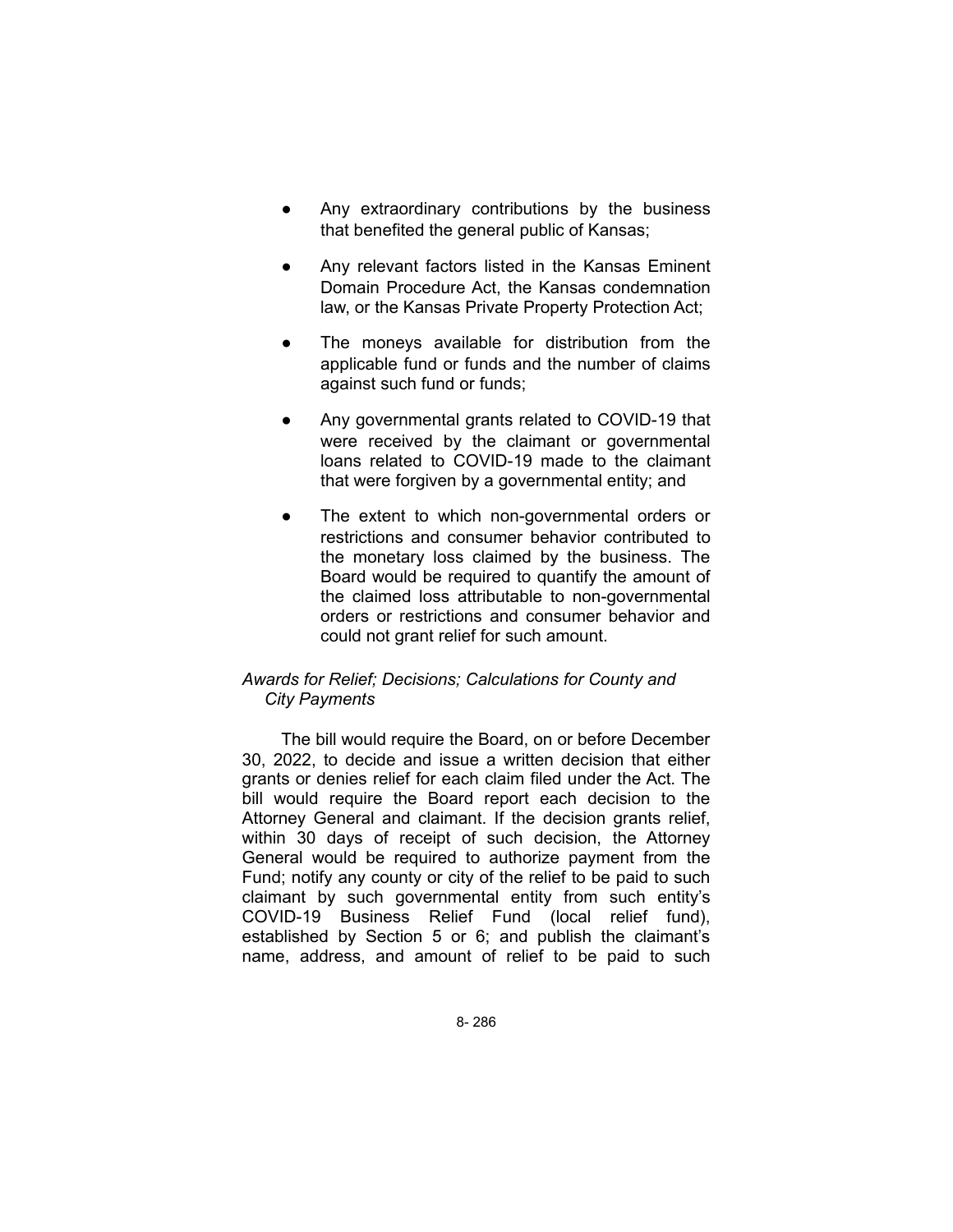- Any extraordinary contributions by the business that benefited the general public of Kansas;
- Any relevant factors listed in the Kansas Eminent Domain Procedure Act, the Kansas condemnation law, or the Kansas Private Property Protection Act;
- The moneys available for distribution from the applicable fund or funds and the number of claims against such fund or funds;
- Any governmental grants related to COVID-19 that were received by the claimant or governmental loans related to COVID-19 made to the claimant that were forgiven by a governmental entity; and
- The extent to which non-governmental orders or restrictions and consumer behavior contributed to the monetary loss claimed by the business. The Board would be required to quantify the amount of the claimed loss attributable to non-governmental orders or restrictions and consumer behavior and could not grant relief for such amount.

*Awards for Relief; Decisions; Calculations for County and City Payments*

The bill would require the Board, on or before December 30, 2022, to decide and issue a written decision that either grants or denies relief for each claim filed under the Act. The bill would require the Board report each decision to the Attorney General and claimant. If the decision grants relief, within 30 days of receipt of such decision, the Attorney General would be required to authorize payment from the Fund; notify any county or city of the relief to be paid to such claimant by such governmental entity from such entity's COVID-19 Business Relief Fund (local relief fund), established by Section 5 or 6; and publish the claimant's name, address, and amount of relief to be paid to such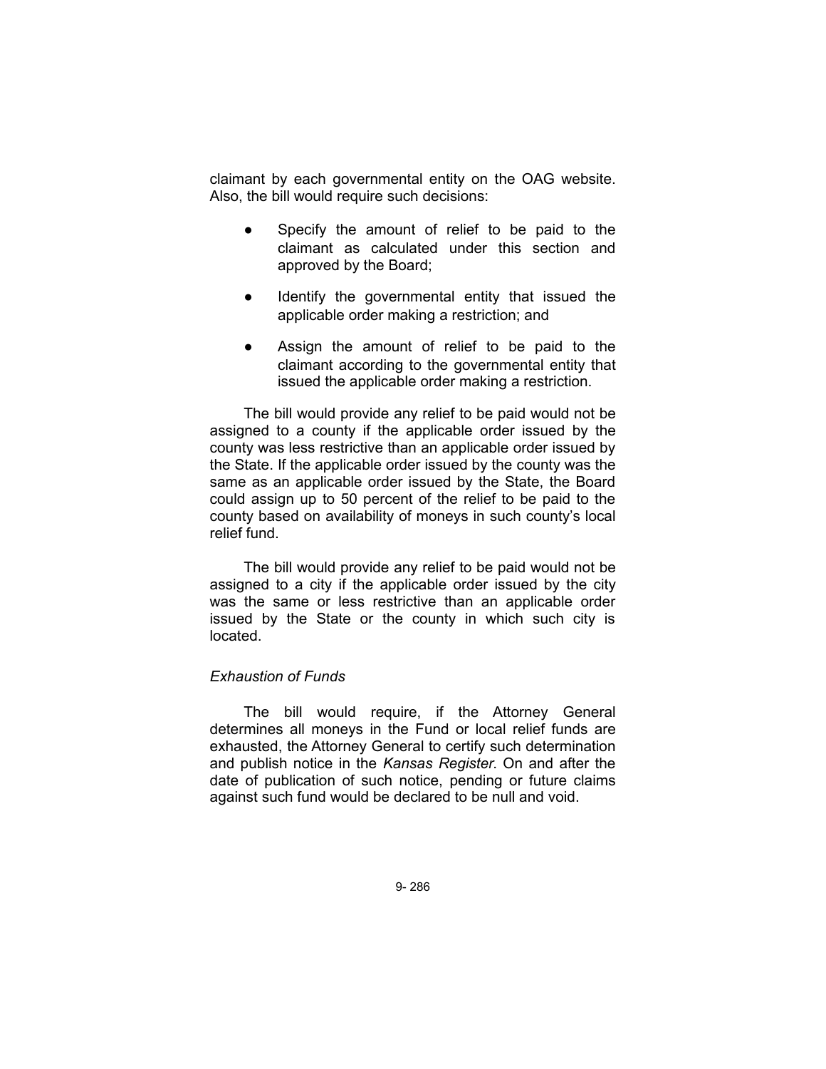claimant by each governmental entity on the OAG website. Also, the bill would require such decisions:

- Specify the amount of relief to be paid to the claimant as calculated under this section and approved by the Board;
- Identify the governmental entity that issued the applicable order making a restriction; and
- Assign the amount of relief to be paid to the claimant according to the governmental entity that issued the applicable order making a restriction.

The bill would provide any relief to be paid would not be assigned to a county if the applicable order issued by the county was less restrictive than an applicable order issued by the State. If the applicable order issued by the county was the same as an applicable order issued by the State, the Board could assign up to 50 percent of the relief to be paid to the county based on availability of moneys in such county's local relief fund.

The bill would provide any relief to be paid would not be assigned to a city if the applicable order issued by the city was the same or less restrictive than an applicable order issued by the State or the county in which such city is located.

*Exhaustion of Funds*

The bill would require, if the Attorney General determines all moneys in the Fund or local relief funds are exhausted, the Attorney General to certify such determination and publish notice in the *Kansas Register*. On and after the date of publication of such notice, pending or future claims against such fund would be declared to be null and void.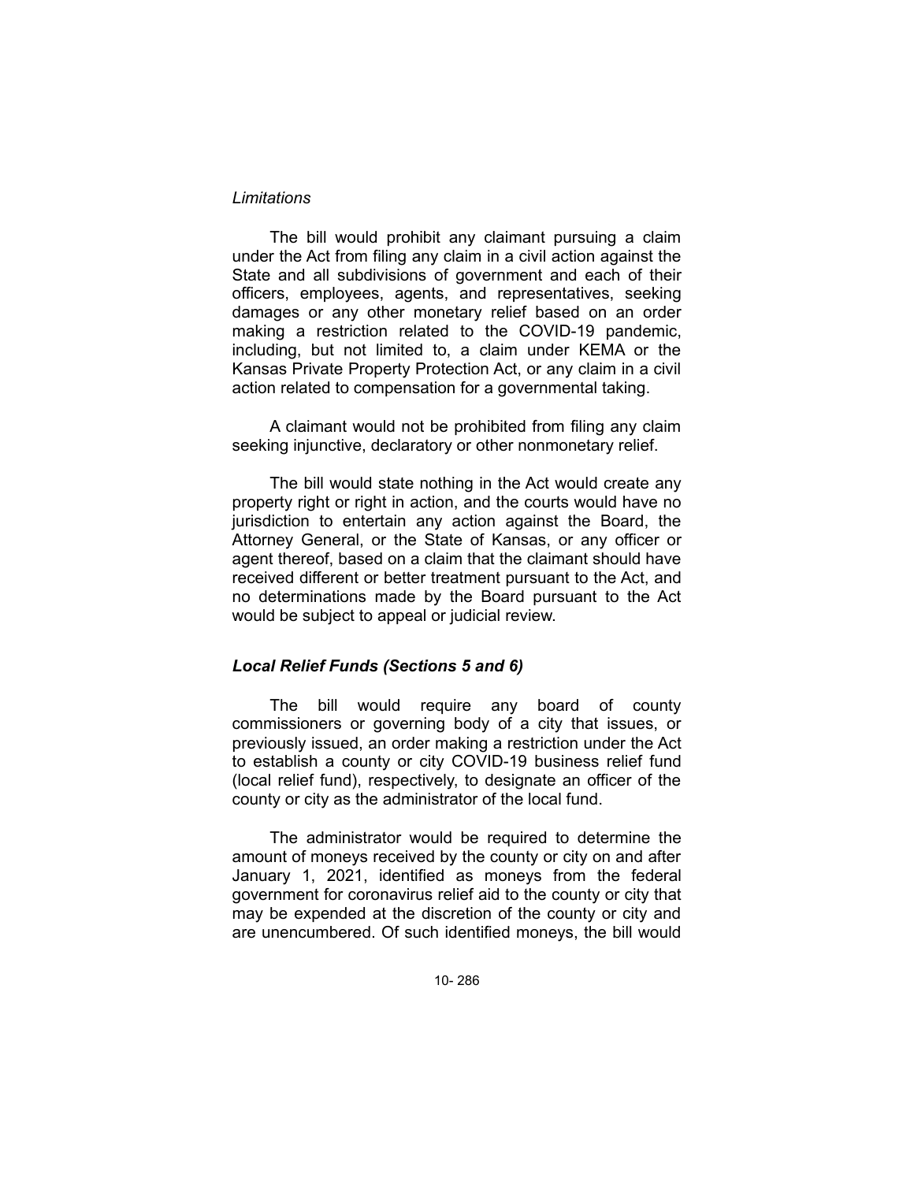*Limitations*

The bill would prohibit any claimant pursuing a claim under the Act from filing any claim in a civil action against the State and all subdivisions of government and each of their officers, employees, agents, and representatives, seeking damages or any other monetary relief based on an order making a restriction related to the COVID-19 pandemic, including, but not limited to, a claim under KEMA or the Kansas Private Property Protection Act, or any claim in a civil action related to compensation for a governmental taking.

A claimant would not be prohibited from filing any claim seeking injunctive, declaratory or other nonmonetary relief.

The bill would state nothing in the Act would create any property right or right in action, and the courts would have no jurisdiction to entertain any action against the Board, the Attorney General, or the State of Kansas, or any officer or agent thereof, based on a claim that the claimant should have received different or better treatment pursuant to the Act, and no determinations made by the Board pursuant to the Act would be subject to appeal or judicial review.

***Local Relief Funds (Sections 5 and 6)***

The bill would require any board of county commissioners or governing body of a city that issues, or previously issued, an order making a restriction under the Act to establish a county or city COVID-19 business relief fund (local relief fund), respectively, to designate an officer of the county or city as the administrator of the local fund.

The administrator would be required to determine the amount of moneys received by the county or city on and after January 1, 2021, identified as moneys from the federal government for coronavirus relief aid to the county or city that may be expended at the discretion of the county or city and are unencumbered. Of such identified moneys, the bill would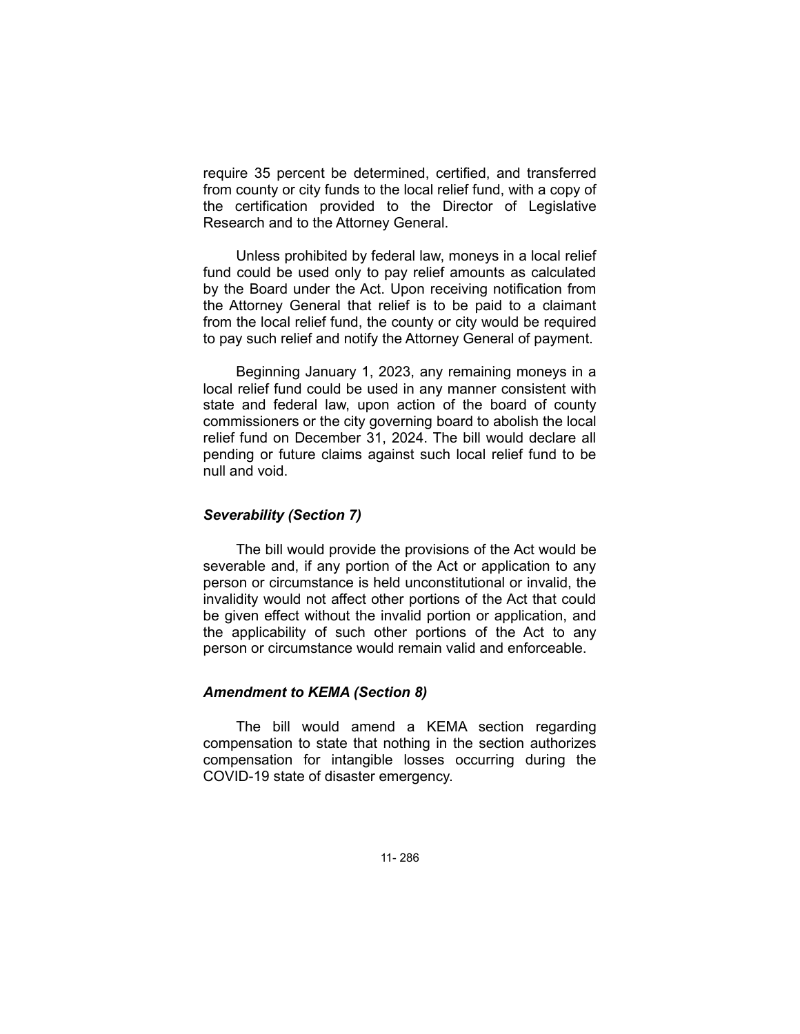require 35 percent be determined, certified, and transferred from county or city funds to the local relief fund, with a copy of the certification provided to the Director of Legislative Research and to the Attorney General.

Unless prohibited by federal law, moneys in a local relief fund could be used only to pay relief amounts as calculated by the Board under the Act. Upon receiving notification from the Attorney General that relief is to be paid to a claimant from the local relief fund, the county or city would be required to pay such relief and notify the Attorney General of payment.

Beginning January 1, 2023, any remaining moneys in a local relief fund could be used in any manner consistent with state and federal law, upon action of the board of county commissioners or the city governing board to abolish the local relief fund on December 31, 2024. The bill would declare all pending or future claims against such local relief fund to be null and void.

### *Severability (Section 7)*

The bill would provide the provisions of the Act would be severable and, if any portion of the Act or application to any person or circumstance is held unconstitutional or invalid, the invalidity would not affect other portions of the Act that could be given effect without the invalid portion or application, and the applicability of such other portions of the Act to any person or circumstance would remain valid and enforceable.

### *Amendment to KEMA (Section 8)*

The bill would amend a KEMA section regarding compensation to state that nothing in the section authorizes compensation for intangible losses occurring during the COVID-19 state of disaster emergency.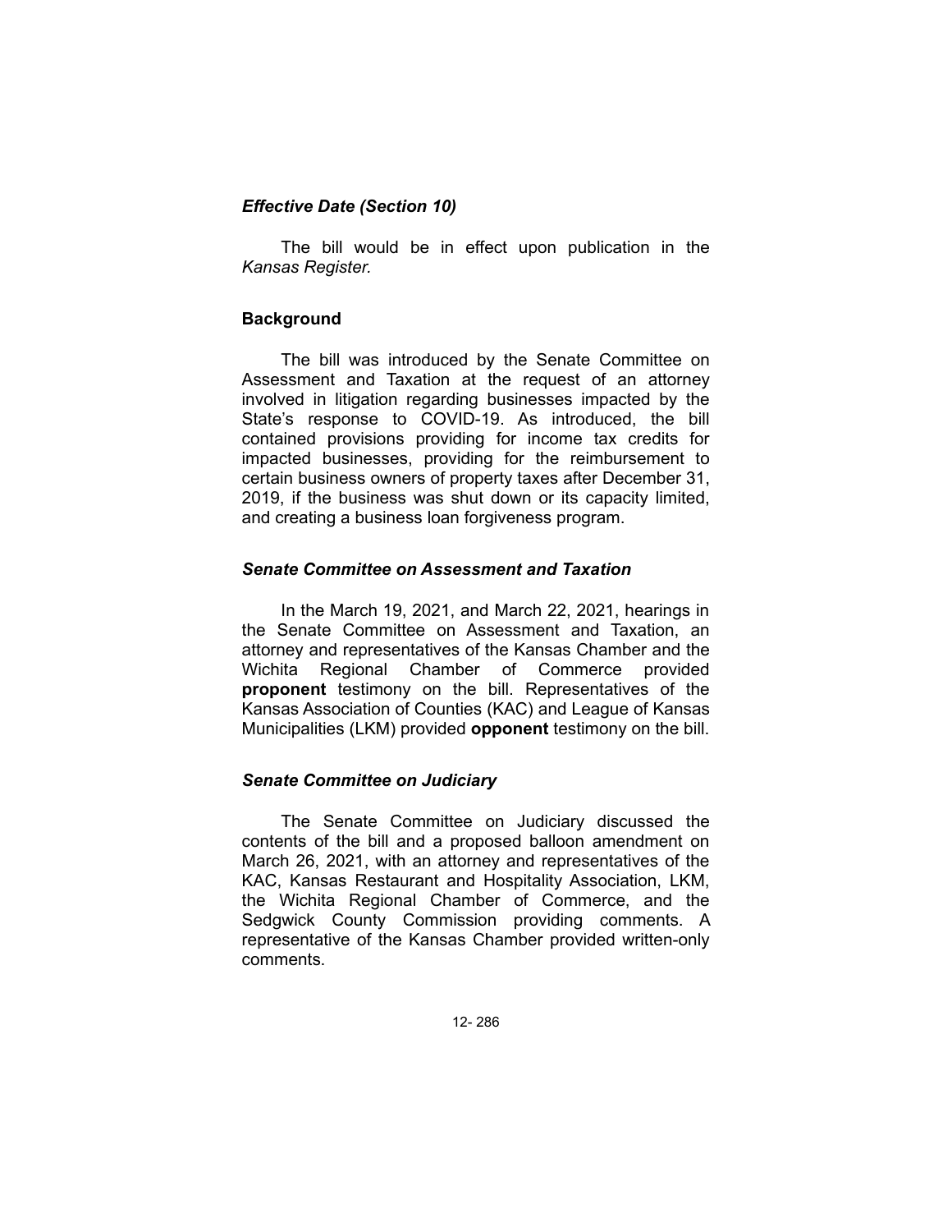### *Effective Date (Section 10)*

The bill would be in effect upon publication in the *Kansas Register.*

## Background

The bill was introduced by the Senate Committee on Assessment and Taxation at the request of an attorney involved in litigation regarding businesses impacted by the State's response to COVID-19. As introduced, the bill contained provisions providing for income tax credits for impacted businesses, providing for the reimbursement to certain business owners of property taxes after December 31, 2019, if the business was shut down or its capacity limited, and creating a business loan forgiveness program.

### *Senate Committee on Assessment and Taxation*

In the March 19, 2021, and March 22, 2021, hearings in the Senate Committee on Assessment and Taxation, an attorney and representatives of the Kansas Chamber and the Wichita Regional Chamber of Commerce provided **proponent** testimony on the bill. Representatives of the Kansas Association of Counties (KAC) and League of Kansas Municipalities (LKM) provided **opponent** testimony on the bill.

### *Senate Committee on Judiciary*

The Senate Committee on Judiciary discussed the contents of the bill and a proposed balloon amendment on March 26, 2021, with an attorney and representatives of the KAC, Kansas Restaurant and Hospitality Association, LKM, the Wichita Regional Chamber of Commerce, and the Sedgwick County Commission providing comments. A representative of the Kansas Chamber provided written-only comments.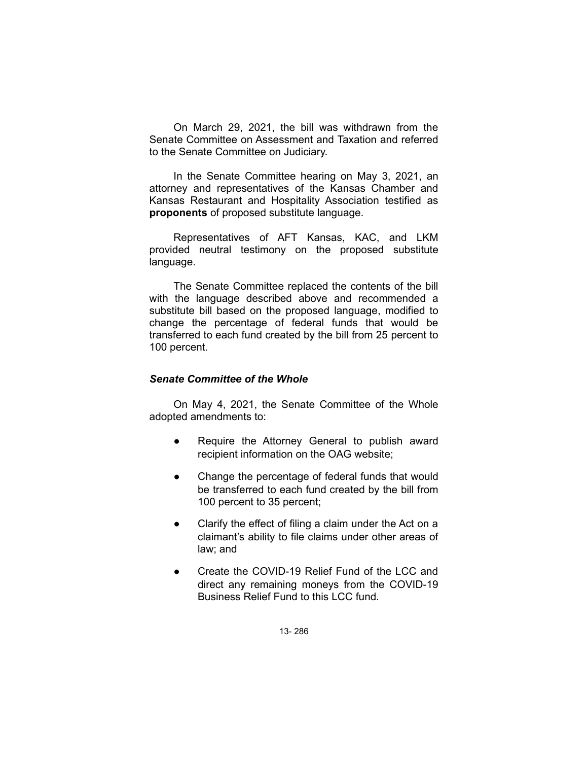On March 29, 2021, the bill was withdrawn from the Senate Committee on Assessment and Taxation and referred to the Senate Committee on Judiciary.

In the Senate Committee hearing on May 3, 2021, an attorney and representatives of the Kansas Chamber and Kansas Restaurant and Hospitality Association testified as **proponents** of proposed substitute language.

Representatives of AFT Kansas, KAC, and LKM provided neutral testimony on the proposed substitute language.

The Senate Committee replaced the contents of the bill with the language described above and recommended a substitute bill based on the proposed language, modified to change the percentage of federal funds that would be transferred to each fund created by the bill from 25 percent to 100 percent.

### *Senate Committee of the Whole*

On May 4, 2021, the Senate Committee of the Whole adopted amendments to:

- Require the Attorney General to publish award recipient information on the OAG website;
- Change the percentage of federal funds that would be transferred to each fund created by the bill from 100 percent to 35 percent;
- Clarify the effect of filing a claim under the Act on a claimant's ability to file claims under other areas of law; and
- Create the COVID-19 Relief Fund of the LCC and direct any remaining moneys from the COVID-19 Business Relief Fund to this LCC fund.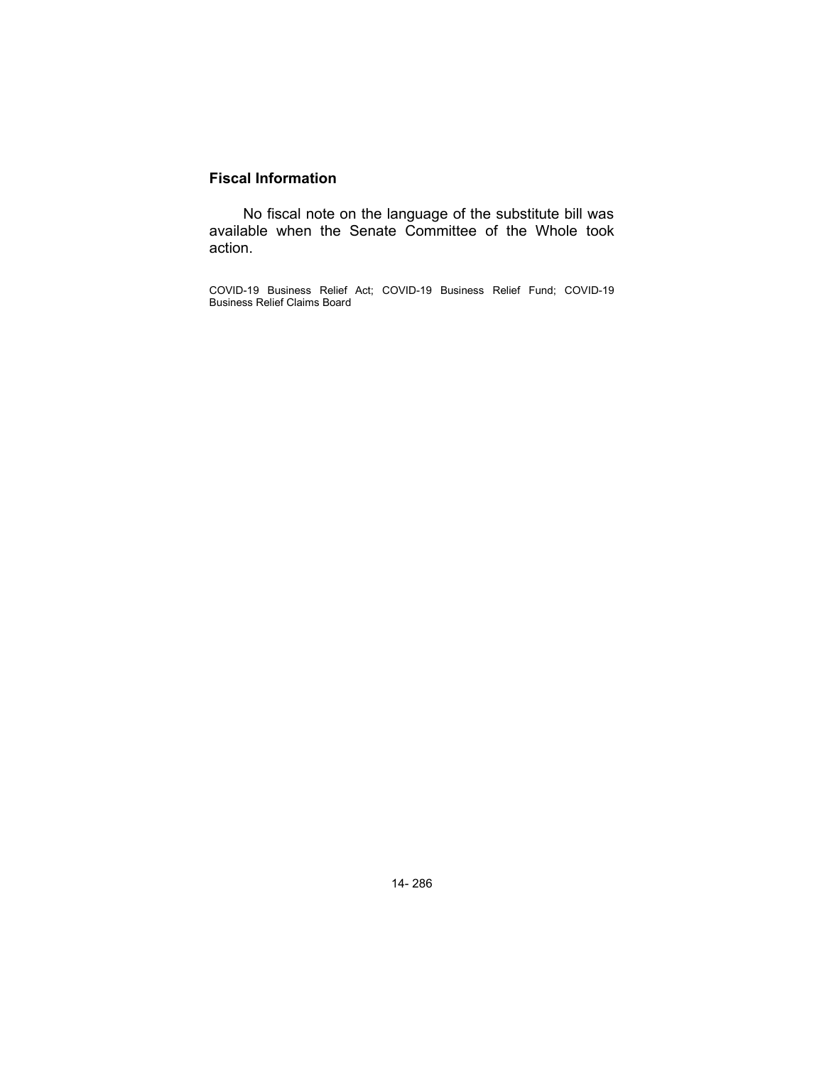## Fiscal Information

No fiscal note on the language of the substitute bill was available when the Senate Committee of the Whole took action.

COVID-19 Business Relief Act; COVID-19 Business Relief Fund; COVID-19 Business Relief Claims Board